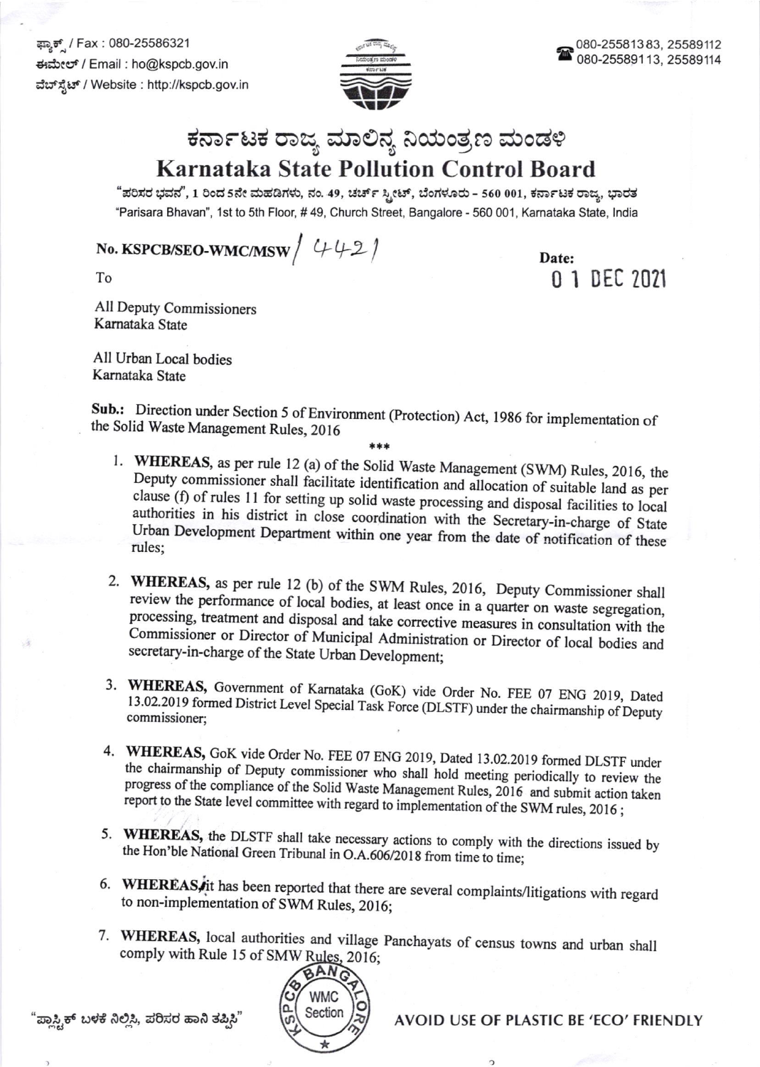ಫ್ಯಾಕ್ಸ್ / Fax : 080-25586321
ಈಮೇಲ್ / Email : ho@kspcb.gov.in
ವೆಬ್‌ಸೈಟ್ / Website : http://kspcb.gov.in

080-25581383, 25589112
080-25589113, 25589114

# ಕರ್ನಾಟಕ ರಾಜ್ಯ ಮಾಲಿನ್ಯ ನಿಯಂತ್ರಣ ಮಂಡಳಿ
# Karnataka State Pollution Control Board

"ಪರಿಸರ ಭವನ", 1 ರಿಂದ 5ನೇ ಮಹಡಿಗಳು, ನಂ. 49, ಚರ್ಚ್ ಸ್ಟ್ರೀಟ್, ಬೆಂಗಳೂರು - 560 001, ಕರ್ನಾಟಕ ರಾಜ್ಯ, ಭಾರತ
"Parisara Bhavan", 1st to 5th Floor, # 49, Church Street, Bangalore - 560 001, Karnataka State, India

**No. KSPCB/SEO-WMC/MSW/ 4421**

**Date: 01 DEC 2021**

To

All Deputy Commissioners
Karnataka State

All Urban Local bodies
Karnataka State

**Sub.:** Direction under Section 5 of Environment (Protection) Act, 1986 for implementation of the Solid Waste Management Rules, 2016

\*\*\*

1. **WHEREAS**, as per rule 12 (a) of the Solid Waste Management (SWM) Rules, 2016, the Deputy commissioner shall facilitate identification and allocation of suitable land as per clause (f) of rules 11 for setting up solid waste processing and disposal facilities to local authorities in his district in close coordination with the Secretary-in-charge of State Urban Development Department within one year from the date of notification of these rules;

2. **WHEREAS**, as per rule 12 (b) of the SWM Rules, 2016, Deputy Commissioner shall review the performance of local bodies, at least once in a quarter on waste segregation, processing, treatment and disposal and take corrective measures in consultation with the Commissioner or Director of Municipal Administration or Director of local bodies and secretary-in-charge of the State Urban Development;

3. **WHEREAS**, Government of Karnataka (GoK) vide Order No. FEE 07 ENG 2019, Dated 13.02.2019 formed District Level Special Task Force (DLSTF) under the chairmanship of Deputy commissioner;

4. **WHEREAS**, GoK vide Order No. FEE 07 ENG 2019, Dated 13.02.2019 formed DLSTF under the chairmanship of Deputy commissioner who shall hold meeting periodically to review the progress of the compliance of the Solid Waste Management Rules, 2016 and submit action taken report to the State level committee with regard to implementation of the SWM rules, 2016 ;

5. **WHEREAS**, the DLSTF shall take necessary actions to comply with the directions issued by the Hon'ble National Green Tribunal in O.A.606/2018 from time to time;

6. **WHEREAS**, it has been reported that there are several complaints/litigations with regard to non-implementation of SWM Rules, 2016;

7. **WHEREAS**, local authorities and village Panchayats of census towns and urban shall comply with Rule 15 of SMW Rules, 2016;

"ಪ್ಲಾಸ್ಟಿಕ್ ಬಳಕೆ ನಿಲ್ಲಿಸಿ, ಪರಿಸರ ಹಾನಿ ತಪ್ಪಿಸಿ"

AVOID USE OF PLASTIC BE 'ECO' FRIENDLY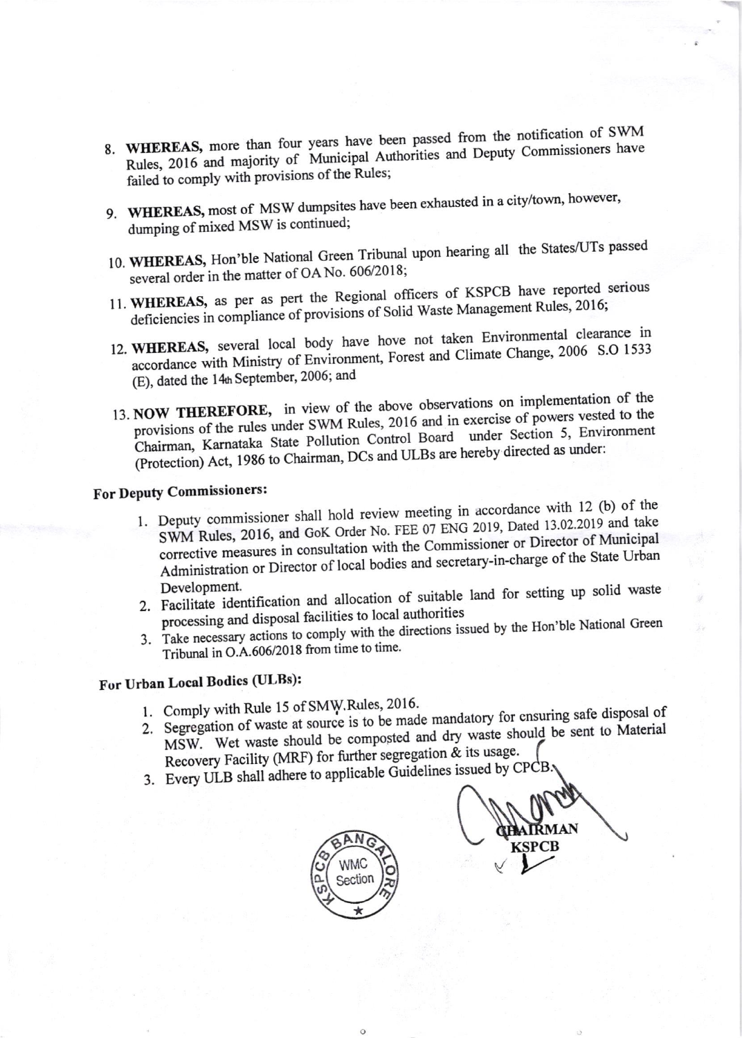8. **WHEREAS,** more than four years have been passed from the notification of SWM Rules, 2016 and majority of Municipal Authorities and Deputy Commissioners have failed to comply with provisions of the Rules;

9. **WHEREAS,** most of MSW dumpsites have been exhausted in a city/town, however, dumping of mixed MSW is continued;

10. **WHEREAS,** Hon'ble National Green Tribunal upon hearing all the States/UTs passed several order in the matter of OA No. 606/2018;

11. **WHEREAS,** as per as pert the Regional officers of KSPCB have reported serious deficiencies in compliance of provisions of Solid Waste Management Rules, 2016;

12. **WHEREAS,** several local body have hove not taken Environmental clearance in accordance with Ministry of Environment, Forest and Climate Change, 2006 S.O 1533 (E), dated the 14th September, 2006; and

13. **NOW THEREFORE,** in view of the above observations on implementation of the provisions of the rules under SWM Rules, 2016 and in exercise of powers vested to the Chairman, Karnataka State Pollution Control Board under Section 5, Environment (Protection) Act, 1986 to Chairman, DCs and ULBs are hereby directed as under:

**For Deputy Commissioners:**

1. Deputy commissioner shall hold review meeting in accordance with 12 (b) of the SWM Rules, 2016, and GoK Order No. FEE 07 ENG 2019, Dated 13.02.2019 and take corrective measures in consultation with the Commissioner or Director of Municipal Administration or Director of local bodies and secretary-in-charge of the State Urban Development.
2. Facilitate identification and allocation of suitable land for setting up solid waste processing and disposal facilities to local authorities
3. Take necessary actions to comply with the directions issued by the Hon'ble National Green Tribunal in O.A.606/2018 from time to time.

**For Urban Local Bodies (ULBs):**

1. Comply with Rule 15 of SMW Rules, 2016.
2. Segregation of waste at source is to be made mandatory for ensuring safe disposal of MSW. Wet waste should be composted and dry waste should be sent to Material Recovery Facility (MRF) for further segregation & its usage.
3. Every ULB shall adhere to applicable Guidelines issued by CPCB.

KSPCB BANGALORE WMC Section

CHAIRMAN
KSPCB